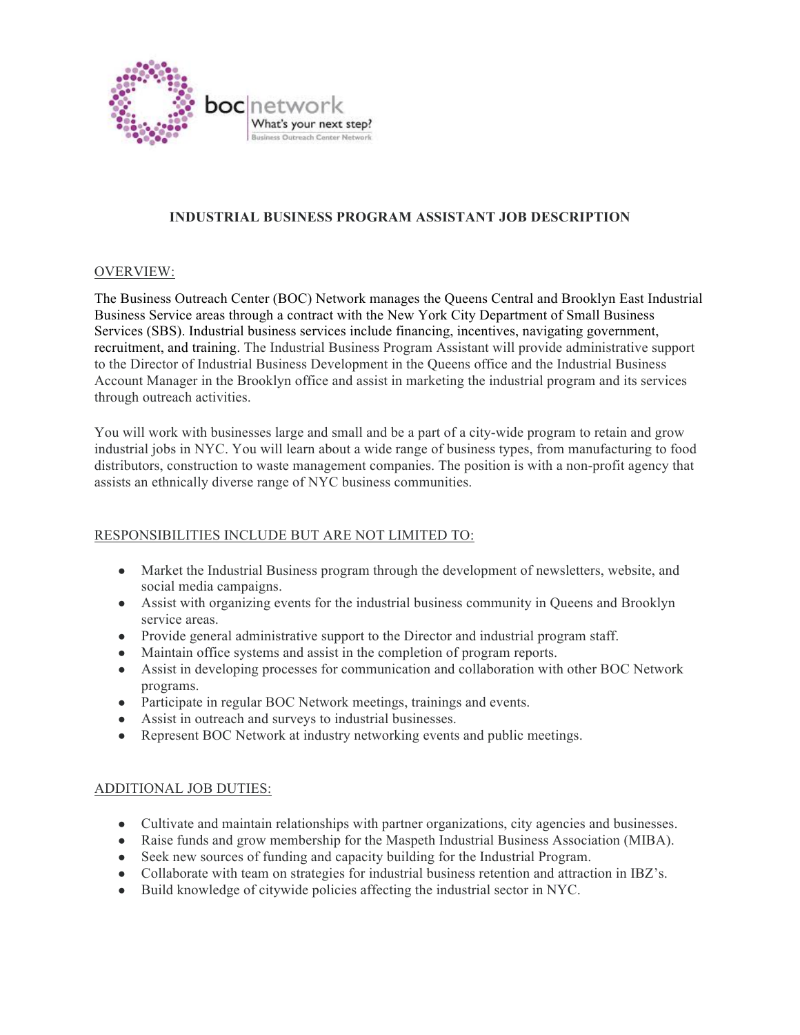boc|network

What's your next step?

Business Outreach Center Network

# INDUSTRIAL BUSINESS PROGRAM ASSISTANT JOB DESCRIPTION

## OVERVIEW:

The Business Outreach Center (BOC) Network manages the Queens Central and Brooklyn East Industrial Business Service areas through a contract with the New York City Department of Small Business Services (SBS). Industrial business services include financing, incentives, navigating government, recruitment, and training. The Industrial Business Program Assistant will provide administrative support to the Director of Industrial Business Development in the Queens office and the Industrial Business Account Manager in the Brooklyn office and assist in marketing the industrial program and its services through outreach activities.

You will work with businesses large and small and be a part of a city-wide program to retain and grow industrial jobs in NYC. You will learn about a wide range of business types, from manufacturing to food distributors, construction to waste management companies. The position is with a non-profit agency that assists an ethnically diverse range of NYC business communities.

## RESPONSIBILITIES INCLUDE BUT ARE NOT LIMITED TO:

- Market the Industrial Business program through the development of newsletters, website, and social media campaigns.
- Assist with organizing events for the industrial business community in Queens and Brooklyn service areas.
- Provide general administrative support to the Director and industrial program staff.
- Maintain office systems and assist in the completion of program reports.
- Assist in developing processes for communication and collaboration with other BOC Network programs.
- Participate in regular BOC Network meetings, trainings and events.
- Assist in outreach and surveys to industrial businesses.
- Represent BOC Network at industry networking events and public meetings.

## ADDITIONAL JOB DUTIES:

- Cultivate and maintain relationships with partner organizations, city agencies and businesses.
- Raise funds and grow membership for the Maspeth Industrial Business Association (MIBA).
- Seek new sources of funding and capacity building for the Industrial Program.
- Collaborate with team on strategies for industrial business retention and attraction in IBZ's.
- Build knowledge of citywide policies affecting the industrial sector in NYC.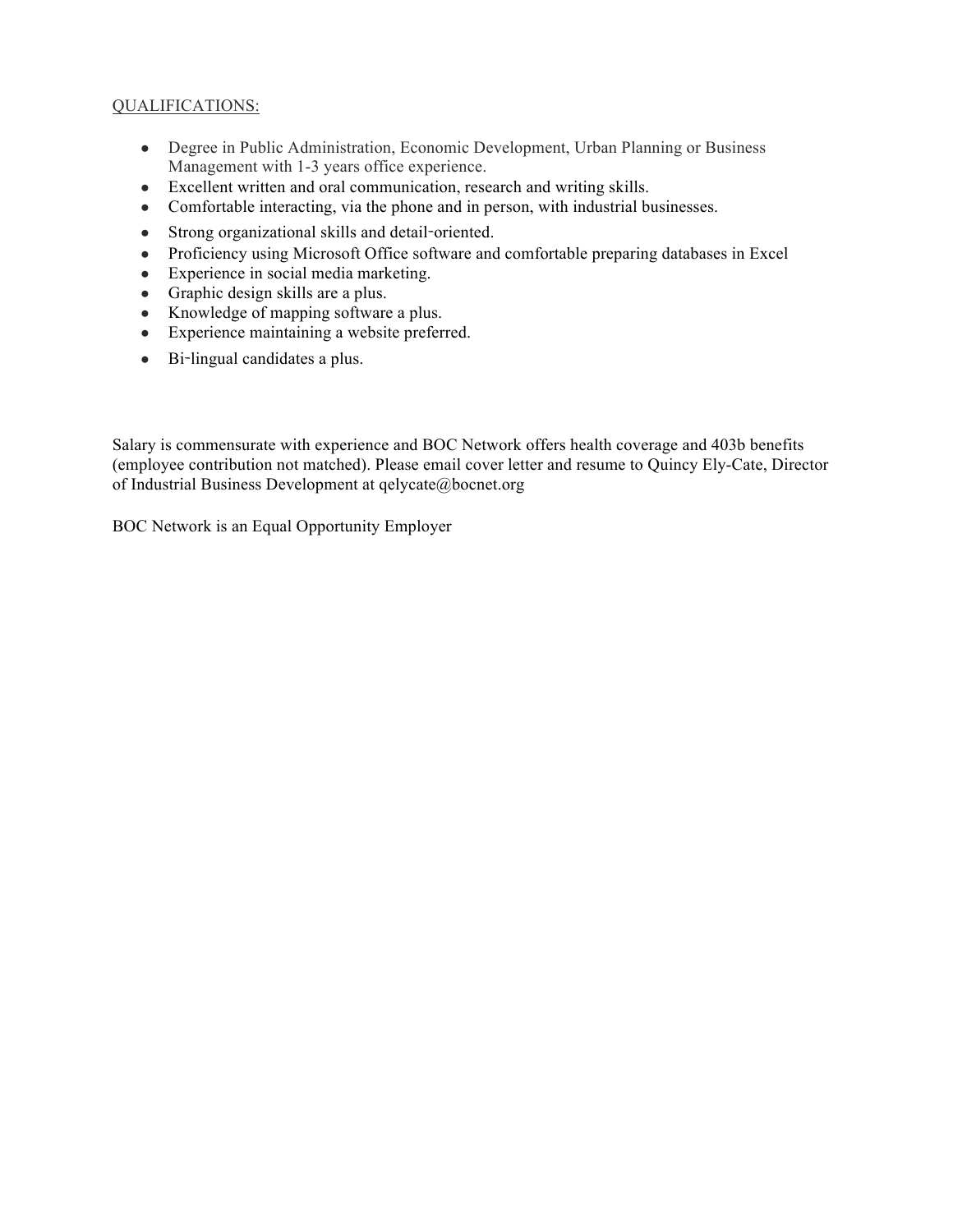QUALIFICATIONS:

- Degree in Public Administration, Economic Development, Urban Planning or Business Management with 1-3 years office experience.
- Excellent written and oral communication, research and writing skills.
- Comfortable interacting, via the phone and in person, with industrial businesses.
- Strong organizational skills and detail-oriented.
- Proficiency using Microsoft Office software and comfortable preparing databases in Excel
- Experience in social media marketing.
- Graphic design skills are a plus.
- Knowledge of mapping software a plus.
- Experience maintaining a website preferred.
- Bi-lingual candidates a plus.

Salary is commensurate with experience and BOC Network offers health coverage and 403b benefits (employee contribution not matched). Please email cover letter and resume to Quincy Ely-Cate, Director of Industrial Business Development at qelycate@bocnet.org

BOC Network is an Equal Opportunity Employer